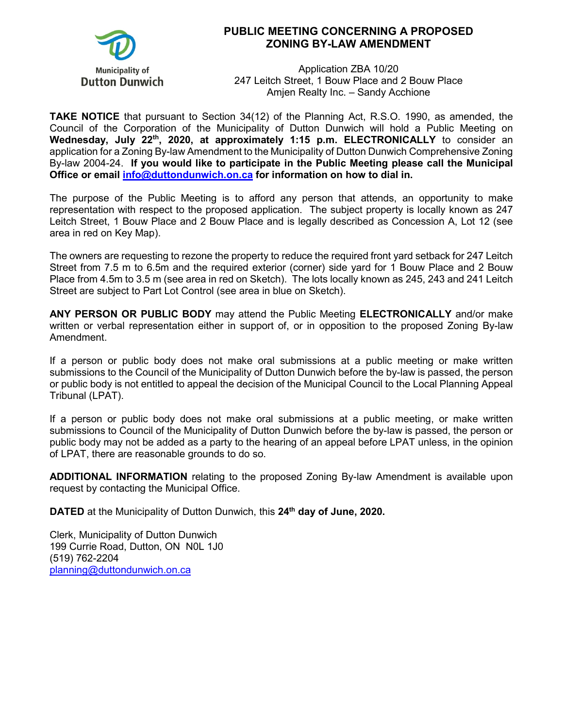Municipality of Dutton Dunwich

# PUBLIC MEETING CONCERNING A PROPOSED ZONING BY-LAW AMENDMENT

Application ZBA 10/20
247 Leitch Street, 1 Bouw Place and 2 Bouw Place
Amjen Realty Inc. – Sandy Acchione

**TAKE NOTICE** that pursuant to Section 34(12) of the Planning Act, R.S.O. 1990, as amended, the Council of the Corporation of the Municipality of Dutton Dunwich will hold a Public Meeting on **Wednesday, July 22nd, 2020, at approximately 1:15 p.m. ELECTRONICALLY** to consider an application for a Zoning By-law Amendment to the Municipality of Dutton Dunwich Comprehensive Zoning By-law 2004-24. **If you would like to participate in the Public Meeting please call the Municipal Office or email info@duttondunwich.on.ca for information on how to dial in.**

The purpose of the Public Meeting is to afford any person that attends, an opportunity to make representation with respect to the proposed application. The subject property is locally known as 247 Leitch Street, 1 Bouw Place and 2 Bouw Place and is legally described as Concession A, Lot 12 (see area in red on Key Map).

The owners are requesting to rezone the property to reduce the required front yard setback for 247 Leitch Street from 7.5 m to 6.5m and the required exterior (corner) side yard for 1 Bouw Place and 2 Bouw Place from 4.5m to 3.5 m (see area in red on Sketch). The lots locally known as 245, 243 and 241 Leitch Street are subject to Part Lot Control (see area in blue on Sketch).

**ANY PERSON OR PUBLIC BODY** may attend the Public Meeting **ELECTRONICALLY** and/or make written or verbal representation either in support of, or in opposition to the proposed Zoning By-law Amendment.

If a person or public body does not make oral submissions at a public meeting or make written submissions to the Council of the Municipality of Dutton Dunwich before the by-law is passed, the person or public body is not entitled to appeal the decision of the Municipal Council to the Local Planning Appeal Tribunal (LPAT).

If a person or public body does not make oral submissions at a public meeting, or make written submissions to Council of the Municipality of Dutton Dunwich before the by-law is passed, the person or public body may not be added as a party to the hearing of an appeal before LPAT unless, in the opinion of LPAT, there are reasonable grounds to do so.

**ADDITIONAL INFORMATION** relating to the proposed Zoning By-law Amendment is available upon request by contacting the Municipal Office.

**DATED** at the Municipality of Dutton Dunwich, this **24th day of June, 2020.**

Clerk, Municipality of Dutton Dunwich
199 Currie Road, Dutton, ON N0L 1J0
(519) 762-2204
planning@duttondunwich.on.ca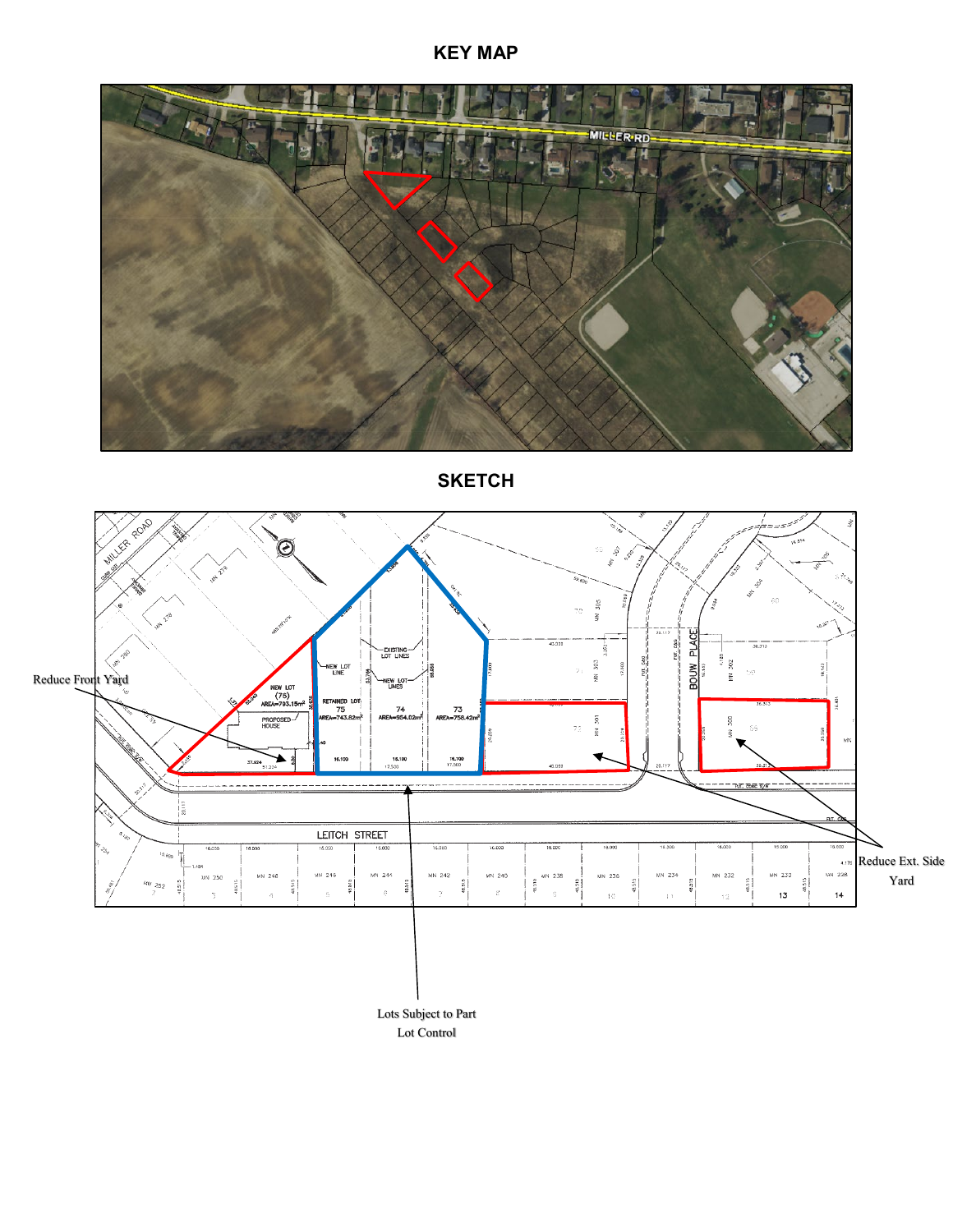# KEY MAP

MILLER RD

# SKETCH

Reduce Front Yard

Reduce Ext. Side Yard

Lots Subject to Part Lot Control

LEITCH STREET

BOUW PLACE

MILLER ROAD

NEW LOT (76) AREA=793.15m²

RETAINED LOT 75 AREA=743.82m²

74 AREA=954.02m²

73 AREA=758.42m²

PROPOSED HOUSE

NEW LOT LINE

EXISTING LOT LINES

NEW LOT LINES